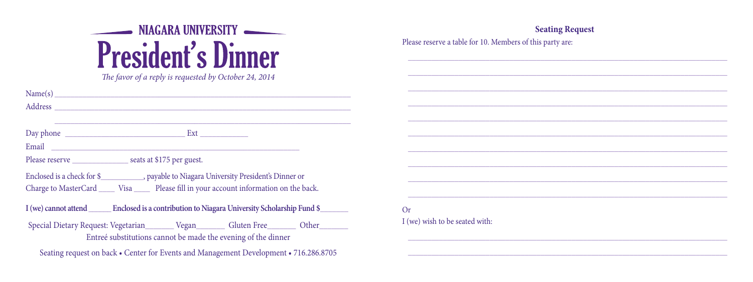NIAGARA UNIVERSITY

# President's Dinner

*The favor of a reply is requested by October 24, 2014*

Name(s) ______________________________________________

Address ______________________________________________

______________________________________________

Day phone ______________________ Ext __________

Email ______________________________________________

Please reserve ____________ seats at $175 per guest.

Enclosed is a check for $__________, payable to Niagara University President's Dinner or

Charge to MasterCard ____ Visa ____ Please fill in your account information on the back.

**I (we) cannot attend _____ Enclosed is a contribution to Niagara University Scholarship Fund $______**

Special Dietary Request: Vegetarian_______ Vegan_______ Gluten Free_______ Other_______

Entreé substitutions cannot be made the evening of the dinner

Seating request on back • Center for Events and Management Development • 716.286.8705

## Seating Request

Please reserve a table for 10. Members of this party are:

______________________________________________

______________________________________________

______________________________________________

______________________________________________

______________________________________________

______________________________________________

______________________________________________

______________________________________________

______________________________________________

______________________________________________

Or

I (we) wish to be seated with:

______________________________________________

______________________________________________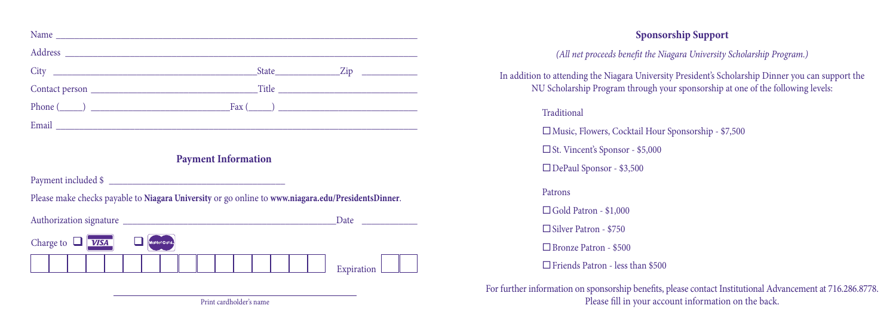Name \_\_\_\_\_\_\_\_\_\_\_\_\_\_\_\_\_\_\_\_\_\_\_\_\_\_\_\_\_\_\_\_\_\_\_\_\_\_\_\_

Address \_\_\_\_\_\_\_\_\_\_\_\_\_\_\_\_\_\_\_\_\_\_\_\_\_\_\_\_\_\_\_\_\_\_\_\_\_\_\_\_

City \_\_\_\_\_\_\_\_\_\_\_\_\_\_\_\_\_\_\_\_ State \_\_\_\_\_\_\_\_ Zip \_\_\_\_\_\_\_\_

Contact person \_\_\_\_\_\_\_\_\_\_\_\_\_\_\_\_\_\_\_\_ Title \_\_\_\_\_\_\_\_\_\_\_\_\_\_\_\_

Phone (\_\_\_\_\_) \_\_\_\_\_\_\_\_\_\_\_\_\_\_\_\_ Fax (\_\_\_\_\_) \_\_\_\_\_\_\_\_\_\_\_\_\_\_\_\_

Email \_\_\_\_\_\_\_\_\_\_\_\_\_\_\_\_\_\_\_\_\_\_\_\_\_\_\_\_\_\_\_\_\_\_\_\_\_\_\_\_

## Payment Information

Payment included $ \_\_\_\_\_\_\_\_\_\_\_\_\_\_\_\_\_\_\_\_

Please make checks payable to **Niagara University** or go online to **www.niagara.edu/PresidentsDinner**.

Authorization signature \_\_\_\_\_\_\_\_\_\_\_\_\_\_\_\_\_\_\_\_\_\_\_\_ Date \_\_\_\_\_\_\_\_

Charge to ☐ VISA ☐ MasterCard

| | | | | | | | | | | | | | | | | Expiration | | |
|---|---|---|---|---|---|---|---|---|---|---|---|---|---|---|---|---|---|---|

\_\_\_\_\_\_\_\_\_\_\_\_\_\_\_\_\_\_\_\_\_\_\_\_\_\_\_\_

Print cardholder's name

## Sponsorship Support

*(All net proceeds benefit the Niagara University Scholarship Program.)*

In addition to attending the Niagara University President's Scholarship Dinner you can support the NU Scholarship Program through your sponsorship at one of the following levels:

Traditional

☐ Music, Flowers, Cocktail Hour Sponsorship - $7,500

☐ St. Vincent's Sponsor - $5,000

☐ DePaul Sponsor - $3,500

Patrons

☐ Gold Patron - $1,000

☐ Silver Patron - $750

☐ Bronze Patron - $500

☐ Friends Patron - less than $500

For further information on sponsorship benefits, please contact Institutional Advancement at 716.286.8778. Please fill in your account information on the back.